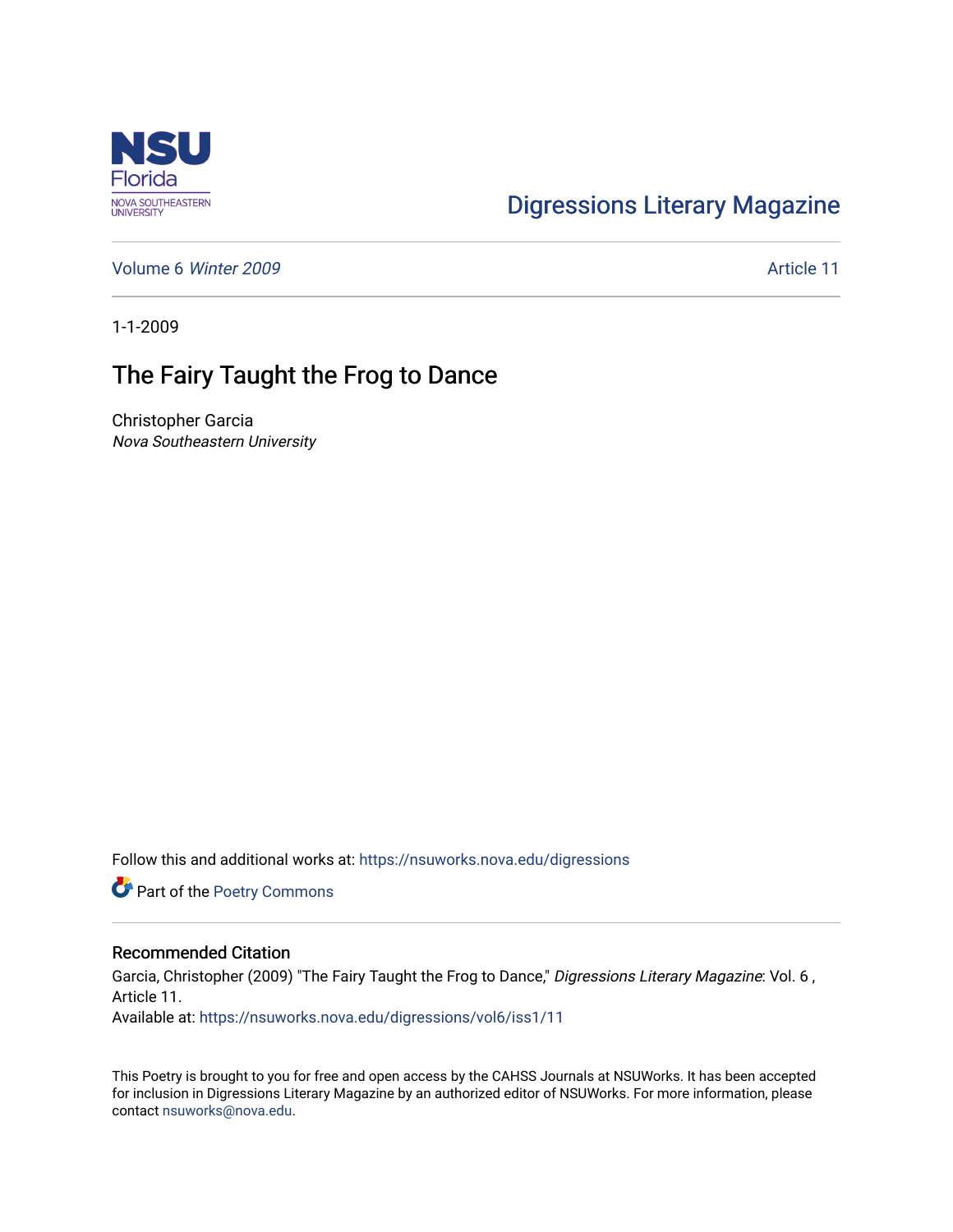Digressions Literary Magazine

Volume 6 *Winter 2009*

Article 11

1-1-2009

# The Fairy Taught the Frog to Dance

Christopher Garcia
*Nova Southeastern University*

Follow this and additional works at: https://nsuworks.nova.edu/digressions

Part of the Poetry Commons

## Recommended Citation

Garcia, Christopher (2009) "The Fairy Taught the Frog to Dance," *Digressions Literary Magazine*: Vol. 6 , Article 11.
Available at: https://nsuworks.nova.edu/digressions/vol6/iss1/11

This Poetry is brought to you for free and open access by the CAHSS Journals at NSUWorks. It has been accepted for inclusion in Digressions Literary Magazine by an authorized editor of NSUWorks. For more information, please contact nsuworks@nova.edu.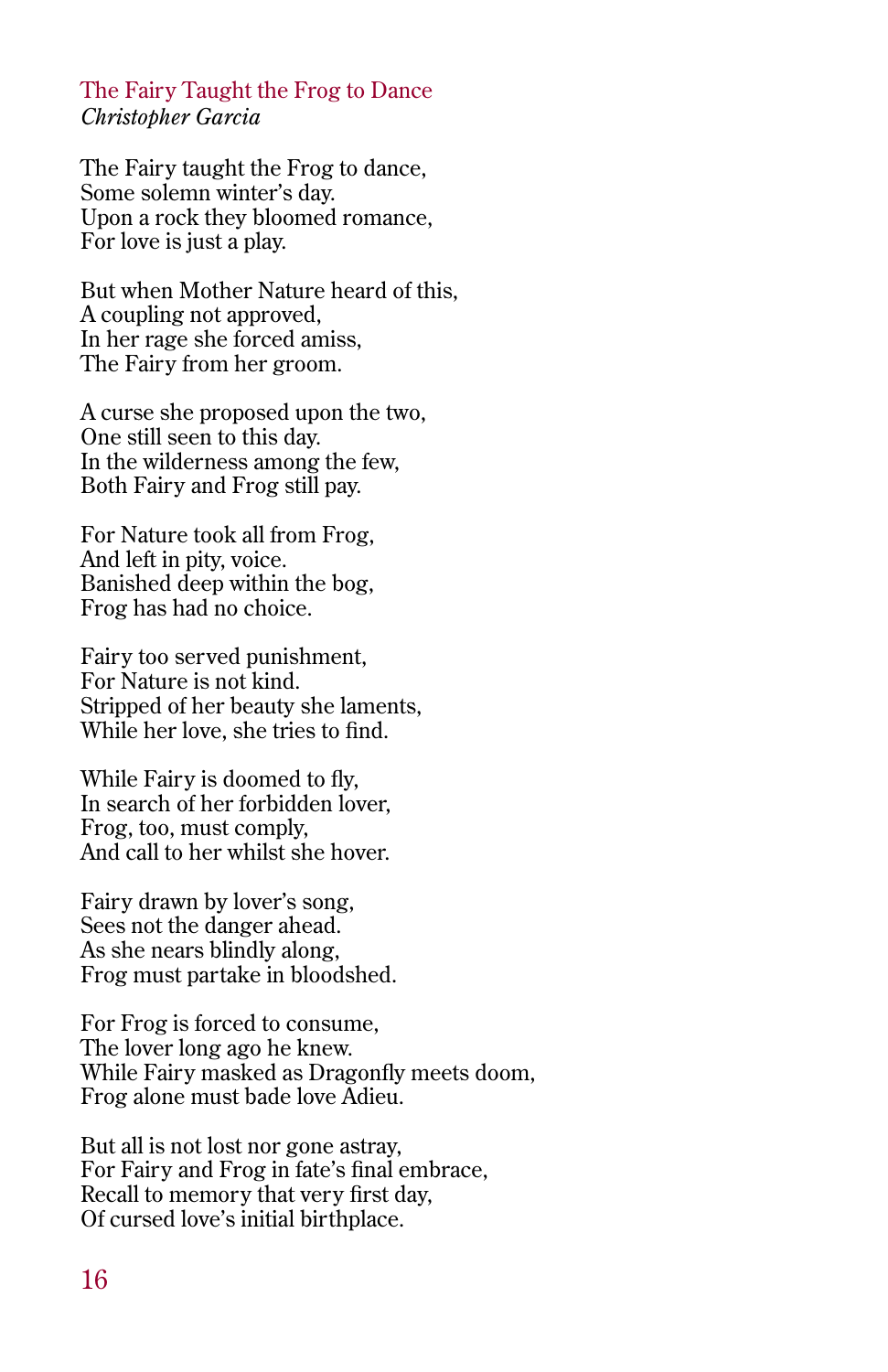## The Fairy Taught the Frog to Dance

*Christopher Garcia*

The Fairy taught the Frog to dance,
Some solemn winter's day.
Upon a rock they bloomed romance,
For love is just a play.

But when Mother Nature heard of this,
A coupling not approved,
In her rage she forced amiss,
The Fairy from her groom.

A curse she proposed upon the two,
One still seen to this day.
In the wilderness among the few,
Both Fairy and Frog still pay.

For Nature took all from Frog,
And left in pity, voice.
Banished deep within the bog,
Frog has had no choice.

Fairy too served punishment,
For Nature is not kind.
Stripped of her beauty she laments,
While her love, she tries to find.

While Fairy is doomed to fly,
In search of her forbidden lover,
Frog, too, must comply,
And call to her whilst she hover.

Fairy drawn by lover's song,
Sees not the danger ahead.
As she nears blindly along,
Frog must partake in bloodshed.

For Frog is forced to consume,
The lover long ago he knew.
While Fairy masked as Dragonfly meets doom,
Frog alone must bade love Adieu.

But all is not lost nor gone astray,
For Fairy and Frog in fate's final embrace,
Recall to memory that very first day,
Of cursed love's initial birthplace.